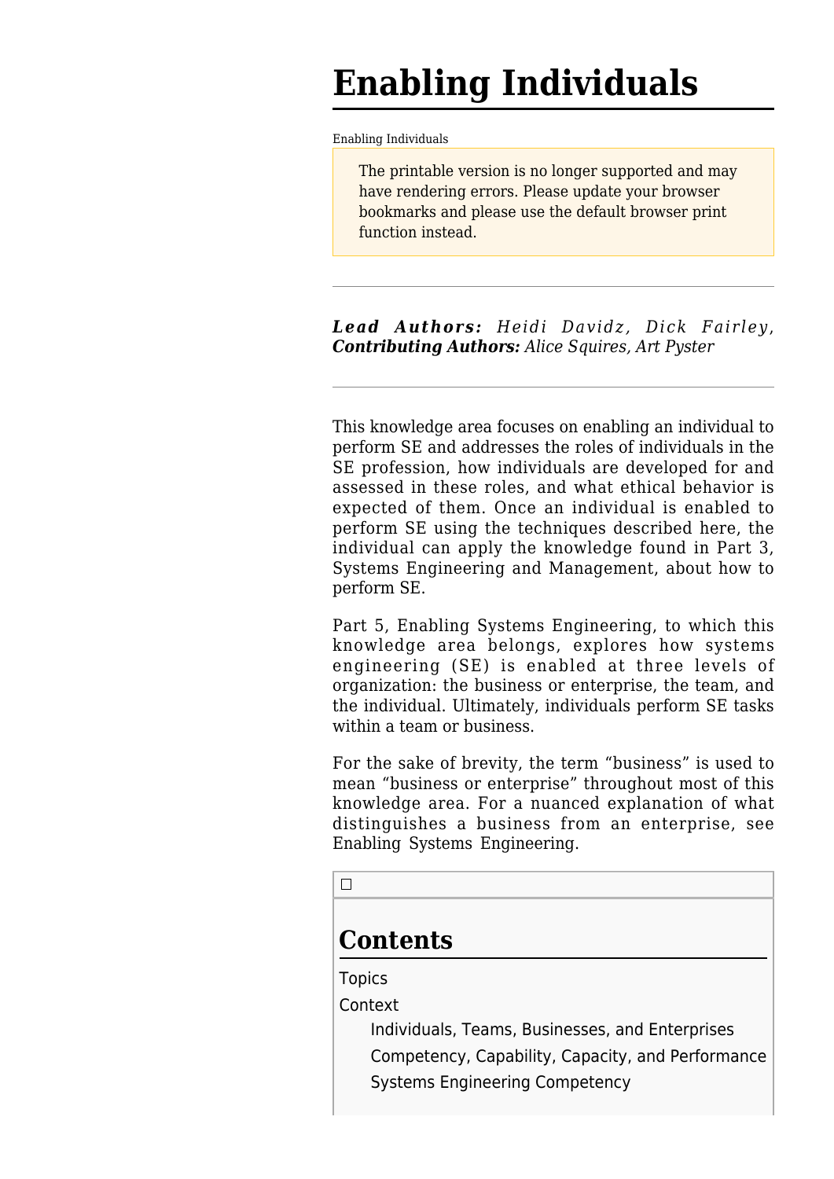# Enabling Individuals

Enabling Individuals

The printable version is no longer supported and may have rendering errors. Please update your browser bookmarks and please use the default browser print function instead.

---

***Lead Authors:*** *Heidi Davidz, Dick Fairley,* ***Contributing Authors:*** *Alice Squires, Art Pyster*

---

This knowledge area focuses on enabling an individual to perform SE and addresses the roles of individuals in the SE profession, how individuals are developed for and assessed in these roles, and what ethical behavior is expected of them. Once an individual is enabled to perform SE using the techniques described here, the individual can apply the knowledge found in Part 3, Systems Engineering and Management, about how to perform SE.

Part 5, Enabling Systems Engineering, to which this knowledge area belongs, explores how systems engineering (SE) is enabled at three levels of organization: the business or enterprise, the team, and the individual. Ultimately, individuals perform SE tasks within a team or business.

For the sake of brevity, the term “business” is used to mean “business or enterprise” throughout most of this knowledge area. For a nuanced explanation of what distinguishes a business from an enterprise, see Enabling Systems Engineering.

## Contents

- Topics
- Context
  - Individuals, Teams, Businesses, and Enterprises
  - Competency, Capability, Capacity, and Performance
  - Systems Engineering Competency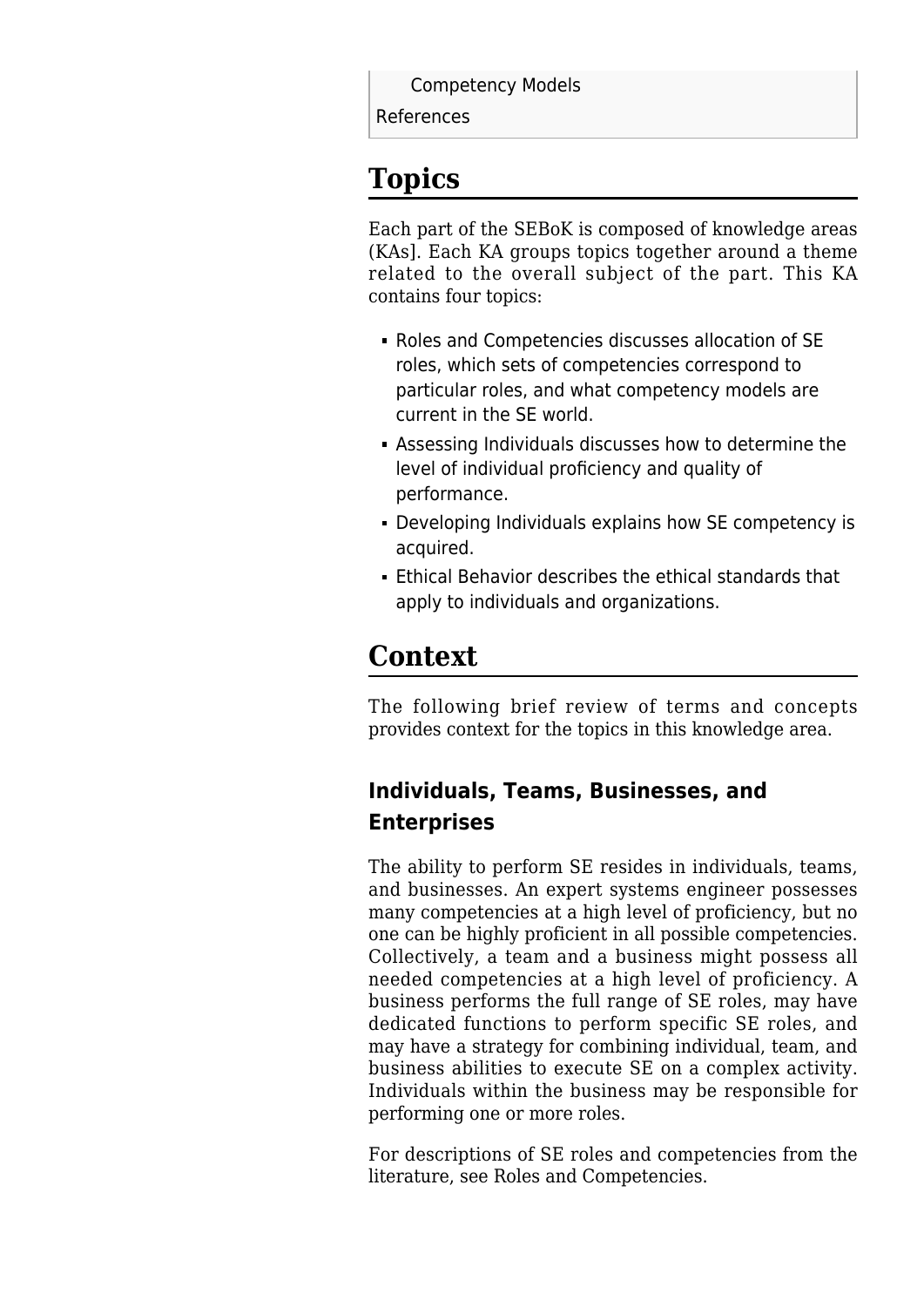Competency Models

References

## Topics

Each part of the SEBoK is composed of knowledge areas (KAs]. Each KA groups topics together around a theme related to the overall subject of the part. This KA contains four topics:

- Roles and Competencies discusses allocation of SE roles, which sets of competencies correspond to particular roles, and what competency models are current in the SE world.
- Assessing Individuals discusses how to determine the level of individual proficiency and quality of performance.
- Developing Individuals explains how SE competency is acquired.
- Ethical Behavior describes the ethical standards that apply to individuals and organizations.

## Context

The following brief review of terms and concepts provides context for the topics in this knowledge area.

### Individuals, Teams, Businesses, and Enterprises

The ability to perform SE resides in individuals, teams, and businesses. An expert systems engineer possesses many competencies at a high level of proficiency, but no one can be highly proficient in all possible competencies. Collectively, a team and a business might possess all needed competencies at a high level of proficiency. A business performs the full range of SE roles, may have dedicated functions to perform specific SE roles, and may have a strategy for combining individual, team, and business abilities to execute SE on a complex activity. Individuals within the business may be responsible for performing one or more roles.

For descriptions of SE roles and competencies from the literature, see Roles and Competencies.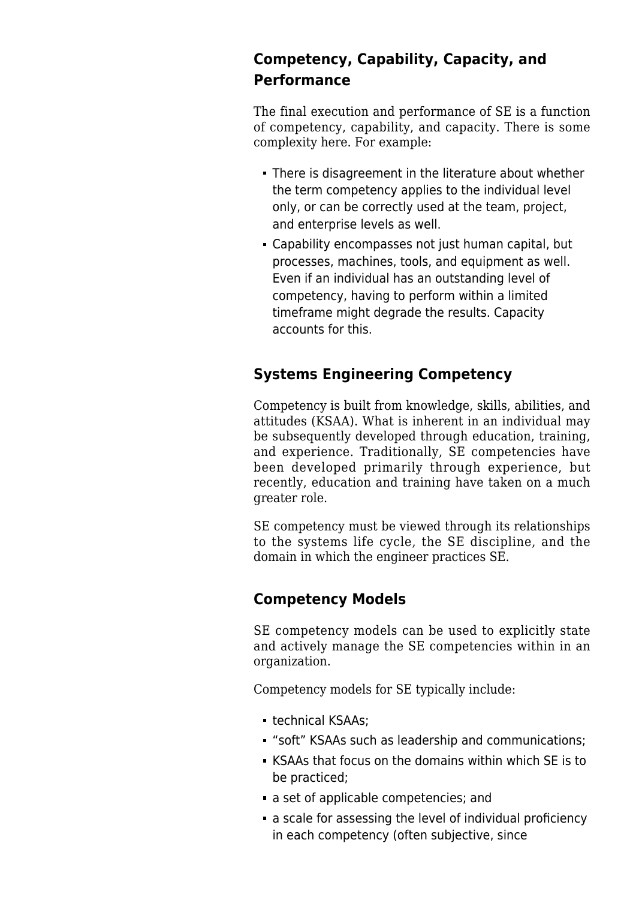## Competency, Capability, Capacity, and Performance

The final execution and performance of SE is a function of competency, capability, and capacity. There is some complexity here. For example:

- There is disagreement in the literature about whether the term competency applies to the individual level only, or can be correctly used at the team, project, and enterprise levels as well.
- Capability encompasses not just human capital, but processes, machines, tools, and equipment as well. Even if an individual has an outstanding level of competency, having to perform within a limited timeframe might degrade the results. Capacity accounts for this.

## Systems Engineering Competency

Competency is built from knowledge, skills, abilities, and attitudes (KSAA). What is inherent in an individual may be subsequently developed through education, training, and experience. Traditionally, SE competencies have been developed primarily through experience, but recently, education and training have taken on a much greater role.

SE competency must be viewed through its relationships to the systems life cycle, the SE discipline, and the domain in which the engineer practices SE.

## Competency Models

SE competency models can be used to explicitly state and actively manage the SE competencies within in an organization.

Competency models for SE typically include:

- technical KSAAs;
- "soft" KSAAs such as leadership and communications;
- KSAAs that focus on the domains within which SE is to be practiced;
- a set of applicable competencies; and
- a scale for assessing the level of individual proficiency in each competency (often subjective, since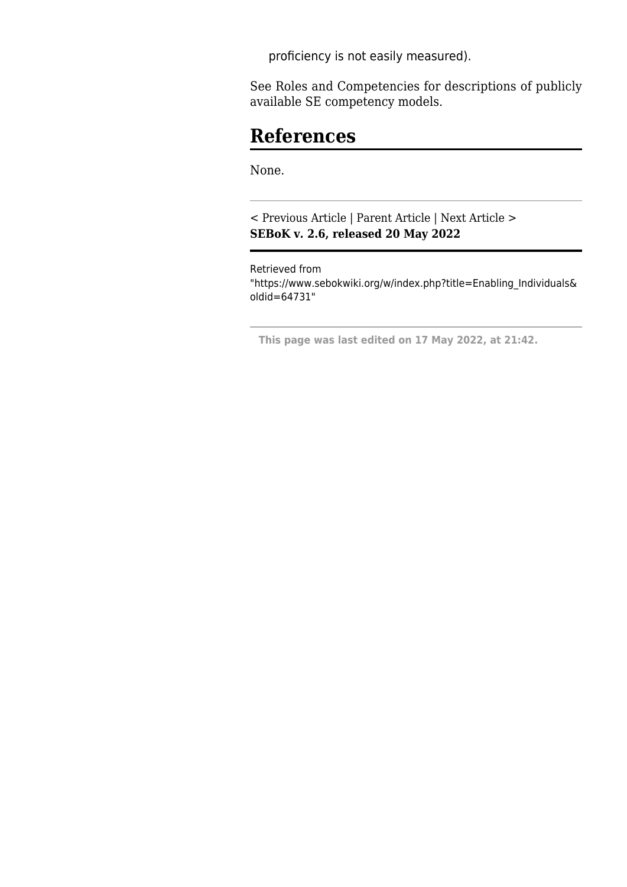proficiency is not easily measured).

See Roles and Competencies for descriptions of publicly available SE competency models.

## References

None.

< Previous Article | Parent Article | Next Article >
**SEBoK v. 2.6, released 20 May 2022**

Retrieved from "https://www.sebokwiki.org/w/index.php?title=Enabling_Individuals&oldid=64731"

**This page was last edited on 17 May 2022, at 21:42.**